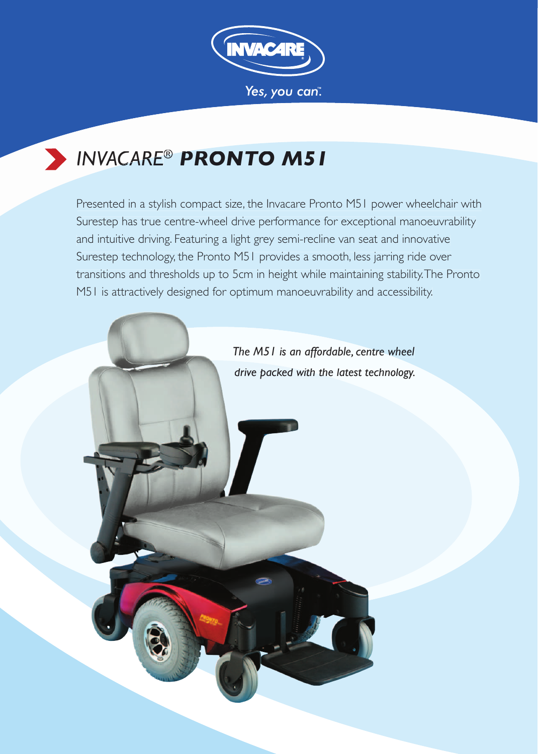INVACARE®

*Yes, you can.*™

# INVACARE® **PRONTO M51**

Presented in a stylish compact size, the Invacare Pronto M51 power wheelchair with Surestep has true centre-wheel drive performance for exceptional manoeuvrability and intuitive driving. Featuring a light grey semi-recline van seat and innovative Surestep technology, the Pronto M51 provides a smooth, less jarring ride over transitions and thresholds up to 5cm in height while maintaining stability. The Pronto M51 is attractively designed for optimum manoeuvrability and accessibility.

*The M51 is an affordable, centre wheel drive packed with the latest technology.*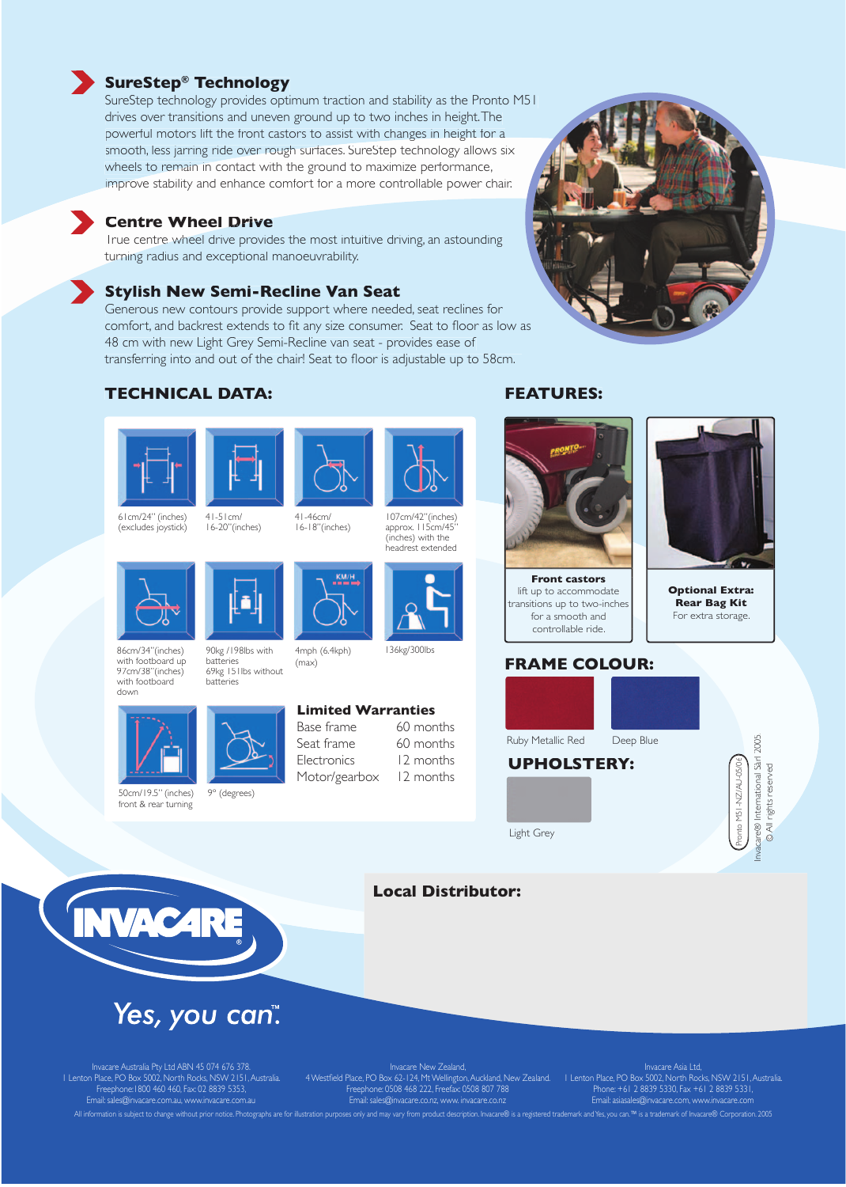## SureStep® Technology

SureStep technology provides optimum traction and stability as the Pronto M51 drives over transitions and uneven ground up to two inches in height. The powerful motors lift the front castors to assist with changes in height for a smooth, less jarring ride over rough surfaces. SureStep technology allows six wheels to remain in contact with the ground to maximize performance, improve stability and enhance comfort for a more controllable power chair.

## Centre Wheel Drive

True centre wheel drive provides the most intuitive driving, an astounding turning radius and exceptional manoeuvrability.

## Stylish New Semi-Recline Van Seat

Generous new contours provide support where needed, seat reclines for comfort, and backrest extends to fit any size consumer. Seat to floor as low as 48 cm with new Light Grey Semi-Recline van seat - provides ease of transferring into and out of the chair! Seat to floor is adjustable up to 58cm.

## TECHNICAL DATA:

61cm/24" (inches) (excludes joystick)

41-51cm/ 16-20"(inches)

41-46cm/ 16-18"(inches)

107cm/42"(inches) approx. 115cm/45" (inches) with the headrest extended

86cm/34"(inches) with footboard up 97cm/38"(inches) with footboard down

90kg /198lbs with batteries 69kg 151lbs without batteries

KM/H

4mph (6.4kph) (max)

136kg/300lbs

50cm/19.5" (inches) front & rear turning

9° (degrees)

### Limited Warranties

| | |
|---|---|
| Base frame | 60 months |
| Seat frame | 60 months |
| Electronics | 12 months |
| Motor/gearbox | 12 months |

## FEATURES:

**Front castors**
lift up to accommodate transitions up to two-inches for a smooth and controllable ride.

**Optional Extra: Rear Bag Kit**
For extra storage.

## FRAME COLOUR:

Ruby Metallic Red

Deep Blue

## UPHOLSTERY:

Light Grey

Pronto M51-NZ/AU-05/06

Invacare® International Sàrl 2005
© All rights reserved

INVACARE®

*Yes, you can.™*

**Local Distributor:**

Invacare Australia Pty Ltd ABN 45 074 676 378.
1 Lenton Place, PO Box 5002, North Rocks, NSW 2151, Australia.
Freephone:1800 460 460, Fax: 02 8839 5353,
Email: sales@invacare.com.au, www.invacare.com.au

Invacare New Zealand,
4 Westfield Place, PO Box 62-124, Mt Wellington, Auckland, New Zealand.
Freephone: 0508 468 222, Freefax: 0508 807 788
Email: sales@invacare.co.nz, www.invacare.co.nz

Invacare Asia Ltd,
1 Lenton Place, PO Box 5002, North Rocks, NSW 2151, Australia.
Phone: +61 2 8839 5330, Fax +61 2 8839 5331,
Email: asiasales@invacare.com, www.invacare.com

All information is subject to change without prior notice. Photographs are for illustration purposes only and may vary from product description. Invacare® is a registered trademark and Yes, you can.™ is a trademark of Invacare® Corporation. 2005